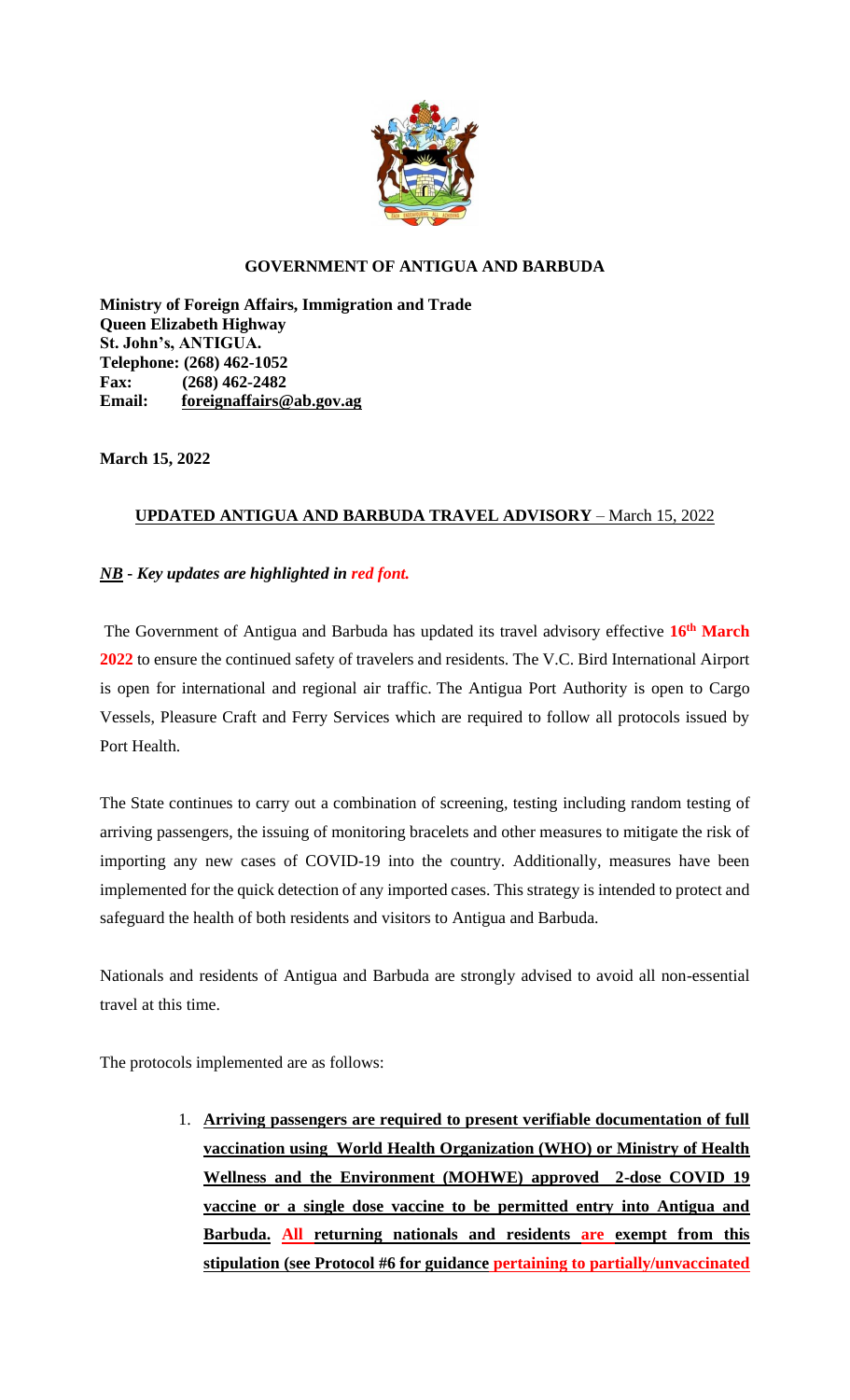**GOVERNMENT OF ANTIGUA AND BARBUDA**

**Ministry of Foreign Affairs, Immigration and Trade**
**Queen Elizabeth Highway**
**St. John's, ANTIGUA.**
**Telephone: (268) 462-1052**
**Fax: (268) 462-2482**
**Email: foreignaffairs@ab.gov.ag**

**March 15, 2022**

**UPDATED ANTIGUA AND BARBUDA TRAVEL ADVISORY** – March 15, 2022

***NB - Key updates are highlighted in red font.***

The Government of Antigua and Barbuda has updated its travel advisory effective **16th March 2022** to ensure the continued safety of travelers and residents. The V.C. Bird International Airport is open for international and regional air traffic. The Antigua Port Authority is open to Cargo Vessels, Pleasure Craft and Ferry Services which are required to follow all protocols issued by Port Health.

The State continues to carry out a combination of screening, testing including random testing of arriving passengers, the issuing of monitoring bracelets and other measures to mitigate the risk of importing any new cases of COVID-19 into the country. Additionally, measures have been implemented for the quick detection of any imported cases. This strategy is intended to protect and safeguard the health of both residents and visitors to Antigua and Barbuda.

Nationals and residents of Antigua and Barbuda are strongly advised to avoid all non-essential travel at this time.

The protocols implemented are as follows:

1. **Arriving passengers are required to present verifiable documentation of full vaccination using World Health Organization (WHO) or Ministry of Health Wellness and the Environment (MOHWE) approved 2-dose COVID 19 vaccine or a single dose vaccine to be permitted entry into Antigua and Barbuda. All returning nationals and residents are exempt from this stipulation (see Protocol #6 for guidance pertaining to partially/unvaccinated**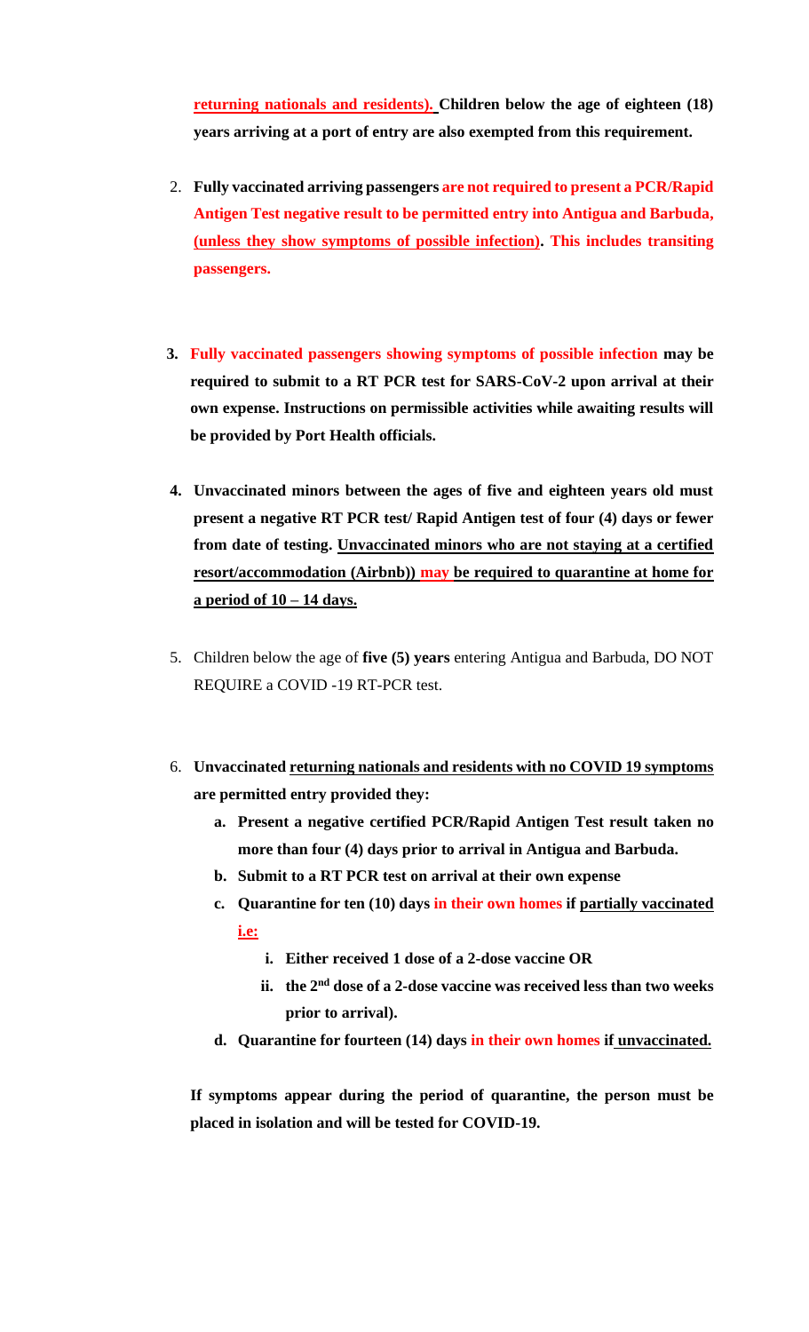**returning nationals and residents). Children below the age of eighteen (18) years arriving at a port of entry are also exempted from this requirement.**

2. **Fully vaccinated arriving passengers are not required to present a PCR/Rapid Antigen Test negative result to be permitted entry into Antigua and Barbuda, (unless they show symptoms of possible infection). This includes transiting passengers.**

3. **Fully vaccinated passengers showing symptoms of possible infection may be required to submit to a RT PCR test for SARS-CoV-2 upon arrival at their own expense. Instructions on permissible activities while awaiting results will be provided by Port Health officials.**

4. **Unvaccinated minors between the ages of five and eighteen years old must present a negative RT PCR test/ Rapid Antigen test of four (4) days or fewer from date of testing. Unvaccinated minors who are not staying at a certified resort/accommodation (Airbnb)) may be required to quarantine at home for a period of 10 – 14 days.**

5. Children below the age of **five (5) years** entering Antigua and Barbuda, DO NOT REQUIRE a COVID -19 RT-PCR test.

6. **Unvaccinated returning nationals and residents with no COVID 19 symptoms are permitted entry provided they:**
   a. **Present a negative certified PCR/Rapid Antigen Test result taken no more than four (4) days prior to arrival in Antigua and Barbuda.**
   b. **Submit to a RT PCR test on arrival at their own expense**
   c. **Quarantine for ten (10) days in their own homes if partially vaccinated i.e:**
      i. **Either received 1 dose of a 2-dose vaccine OR**
      ii. **the 2nd dose of a 2-dose vaccine was received less than two weeks prior to arrival).**
   d. **Quarantine for fourteen (14) days in their own homes if unvaccinated.**

**If symptoms appear during the period of quarantine, the person must be placed in isolation and will be tested for COVID-19.**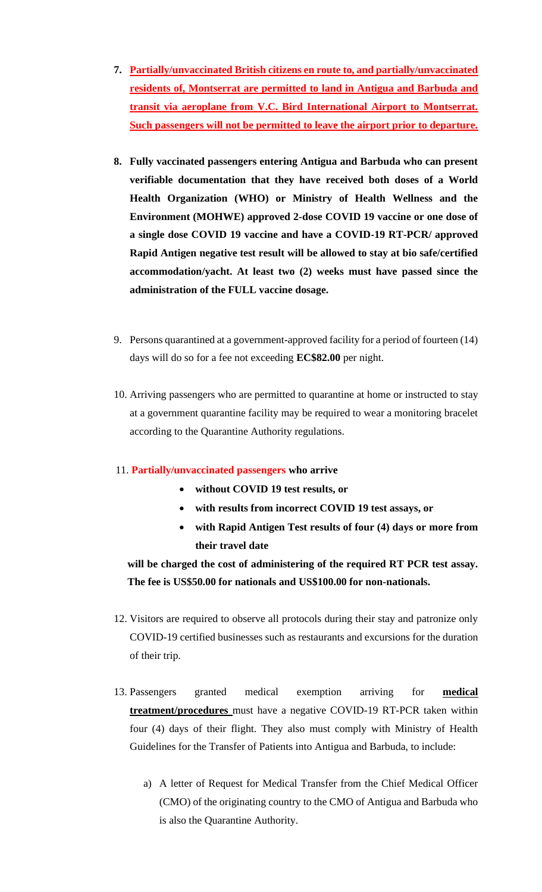7. **Partially/unvaccinated British citizens en route to, and partially/unvaccinated residents of, Montserrat are permitted to land in Antigua and Barbuda and transit via aeroplane from V.C. Bird International Airport to Montserrat. Such passengers will not be permitted to leave the airport prior to departure.**

8. **Fully vaccinated passengers entering Antigua and Barbuda who can present verifiable documentation that they have received both doses of a World Health Organization (WHO) or Ministry of Health Wellness and the Environment (MOHWE) approved 2-dose COVID 19 vaccine or one dose of a single dose COVID 19 vaccine and have a COVID-19 RT-PCR/ approved Rapid Antigen negative test result will be allowed to stay at bio safe/certified accommodation/yacht. At least two (2) weeks must have passed since the administration of the FULL vaccine dosage.**

9. Persons quarantined at a government-approved facility for a period of fourteen (14) days will do so for a fee not exceeding **EC$82.00** per night.

10. Arriving passengers who are permitted to quarantine at home or instructed to stay at a government quarantine facility may be required to wear a monitoring bracelet according to the Quarantine Authority regulations.

11. **Partially/unvaccinated passengers who arrive**
    - **without COVID 19 test results, or**
    - **with results from incorrect COVID 19 test assays, or**
    - **with Rapid Antigen Test results of four (4) days or more from their travel date**

    **will be charged the cost of administering of the required RT PCR test assay. The fee is US$50.00 for nationals and US$100.00 for non-nationals.**

12. Visitors are required to observe all protocols during their stay and patronize only COVID-19 certified businesses such as restaurants and excursions for the duration of their trip.

13. Passengers granted medical exemption arriving for **medical treatment/procedures** must have a negative COVID-19 RT-PCR taken within four (4) days of their flight. They also must comply with Ministry of Health Guidelines for the Transfer of Patients into Antigua and Barbuda, to include:

    a) A letter of Request for Medical Transfer from the Chief Medical Officer (CMO) of the originating country to the CMO of Antigua and Barbuda who is also the Quarantine Authority.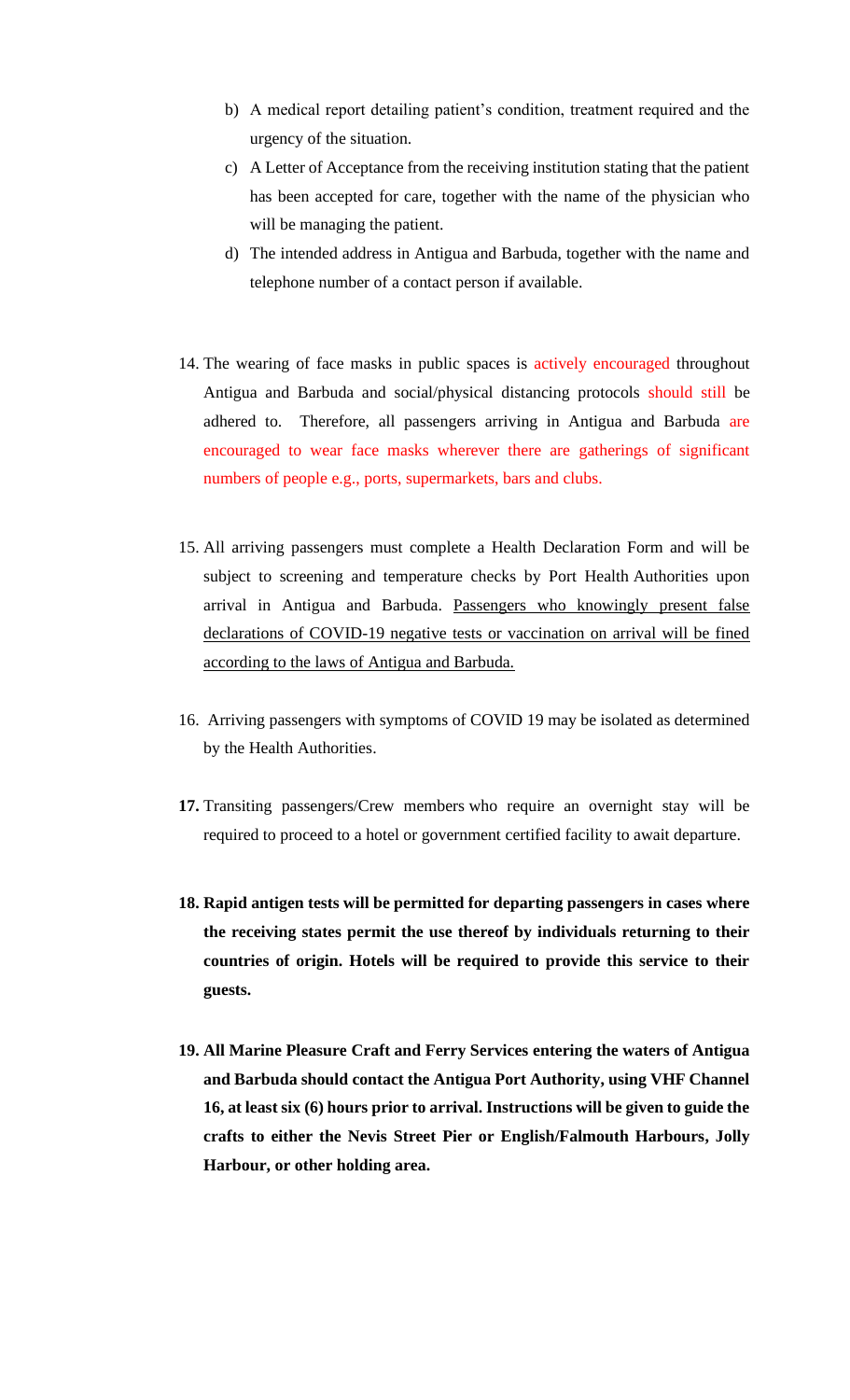b) A medical report detailing patient's condition, treatment required and the urgency of the situation.

c) A Letter of Acceptance from the receiving institution stating that the patient has been accepted for care, together with the name of the physician who will be managing the patient.

d) The intended address in Antigua and Barbuda, together with the name and telephone number of a contact person if available.

14. The wearing of face masks in public spaces is actively encouraged throughout Antigua and Barbuda and social/physical distancing protocols should still be adhered to. Therefore, all passengers arriving in Antigua and Barbuda are encouraged to wear face masks wherever there are gatherings of significant numbers of people e.g., ports, supermarkets, bars and clubs.

15. All arriving passengers must complete a Health Declaration Form and will be subject to screening and temperature checks by Port Health Authorities upon arrival in Antigua and Barbuda. Passengers who knowingly present false declarations of COVID-19 negative tests or vaccination on arrival will be fined according to the laws of Antigua and Barbuda.

16. Arriving passengers with symptoms of COVID 19 may be isolated as determined by the Health Authorities.

17. Transiting passengers/Crew members who require an overnight stay will be required to proceed to a hotel or government certified facility to await departure.

18. **Rapid antigen tests will be permitted for departing passengers in cases where the receiving states permit the use thereof by individuals returning to their countries of origin. Hotels will be required to provide this service to their guests.**

19. **All Marine Pleasure Craft and Ferry Services entering the waters of Antigua and Barbuda should contact the Antigua Port Authority, using VHF Channel 16, at least six (6) hours prior to arrival. Instructions will be given to guide the crafts to either the Nevis Street Pier or English/Falmouth Harbours, Jolly Harbour, or other holding area.**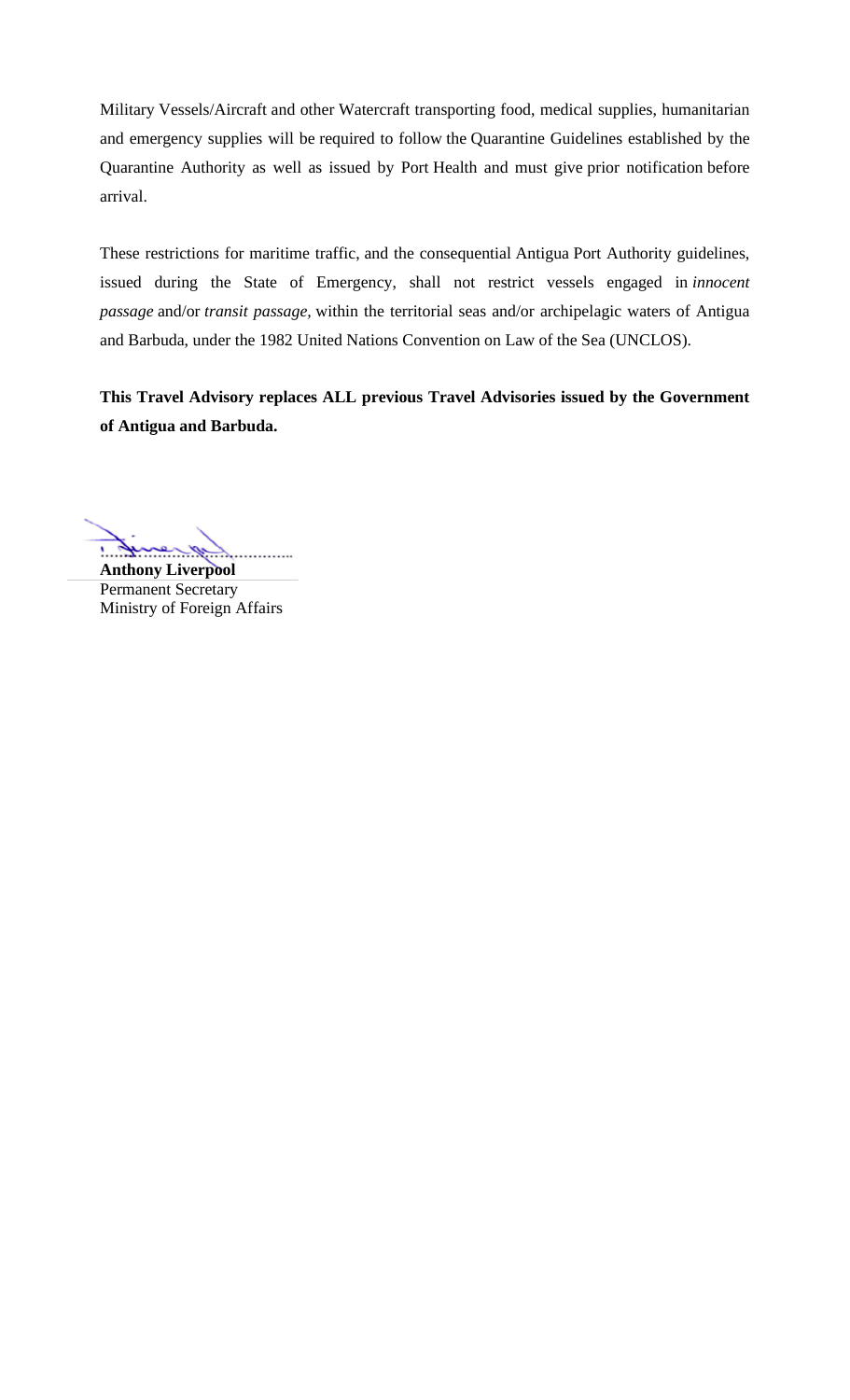Military Vessels/Aircraft and other Watercraft transporting food, medical supplies, humanitarian and emergency supplies will be required to follow the Quarantine Guidelines established by the Quarantine Authority as well as issued by Port Health and must give prior notification before arrival.

These restrictions for maritime traffic, and the consequential Antigua Port Authority guidelines, issued during the State of Emergency, shall not restrict vessels engaged in *innocent passage* and/or *transit passage,* within the territorial seas and/or archipelagic waters of Antigua and Barbuda, under the 1982 United Nations Convention on Law of the Sea (UNCLOS).

**This Travel Advisory replaces ALL previous Travel Advisories issued by the Government of Antigua and Barbuda.**

……………………………………

**Anthony Liverpool**
Permanent Secretary
Ministry of Foreign Affairs